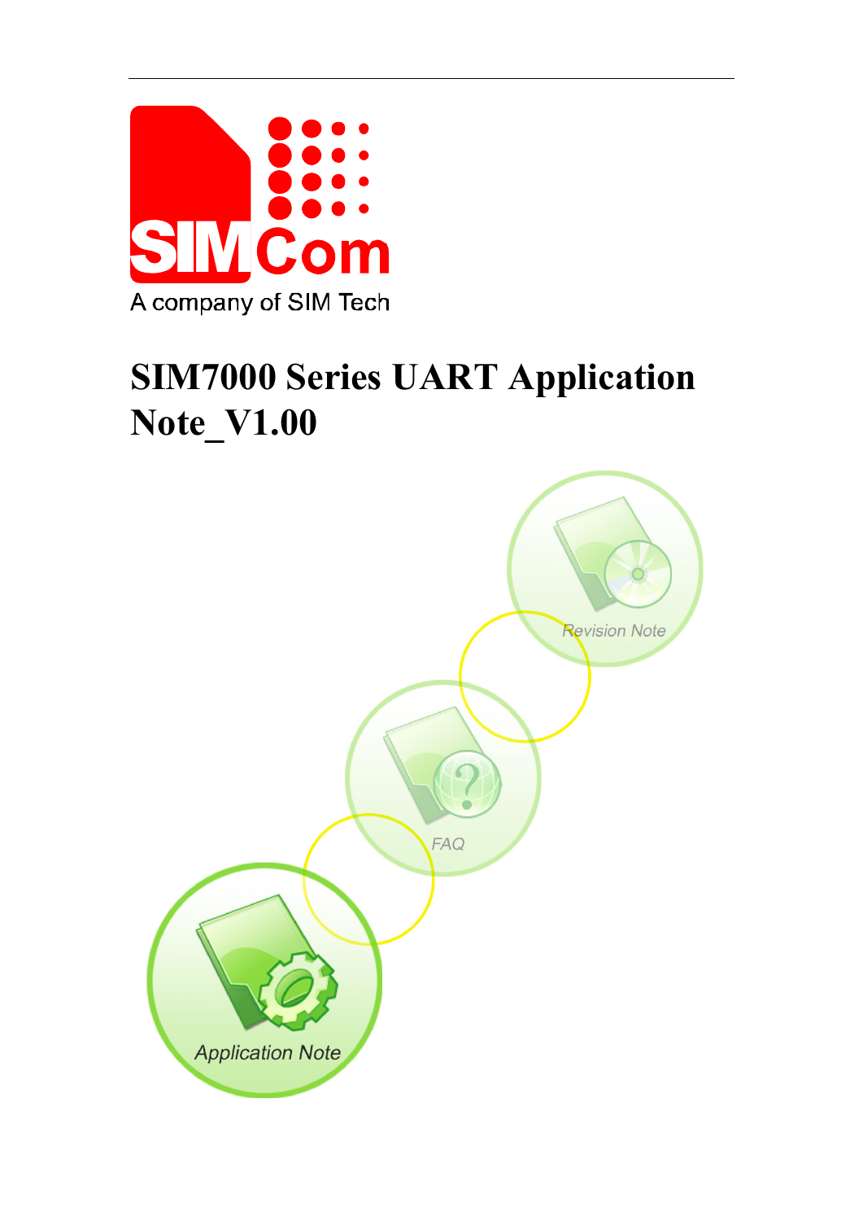# SIM7000 Series UART Application Note_V1.00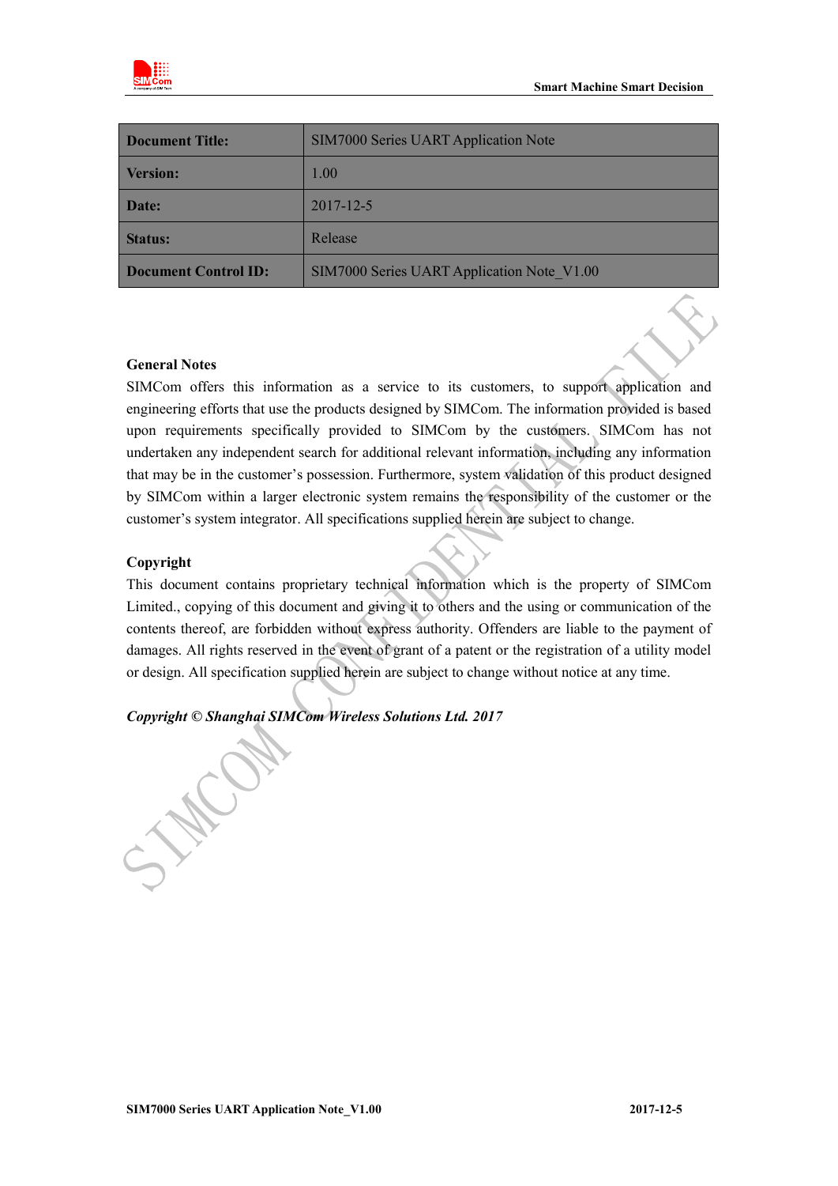| Document Title: | SIM7000 Series UART Application Note |
|---|---|
| Version: | 1.00 |
| Date: | 2017-12-5 |
| Status: | Release |
| Document Control ID: | SIM7000 Series UART Application Note_V1.00 |

**General Notes**

SIMCom offers this information as a service to its customers, to support application and engineering efforts that use the products designed by SIMCom. The information provided is based upon requirements specifically provided to SIMCom by the customers. SIMCom has not undertaken any independent search for additional relevant information, including any information that may be in the customer's possession. Furthermore, system validation of this product designed by SIMCom within a larger electronic system remains the responsibility of the customer or the customer's system integrator. All specifications supplied herein are subject to change.

**Copyright**

This document contains proprietary technical information which is the property of SIMCom Limited., copying of this document and giving it to others and the using or communication of the contents thereof, are forbidden without express authority. Offenders are liable to the payment of damages. All rights reserved in the event of grant of a patent or the registration of a utility model or design. All specification supplied herein are subject to change without notice at any time.

***Copyright © Shanghai SIMCom Wireless Solutions Ltd. 2017***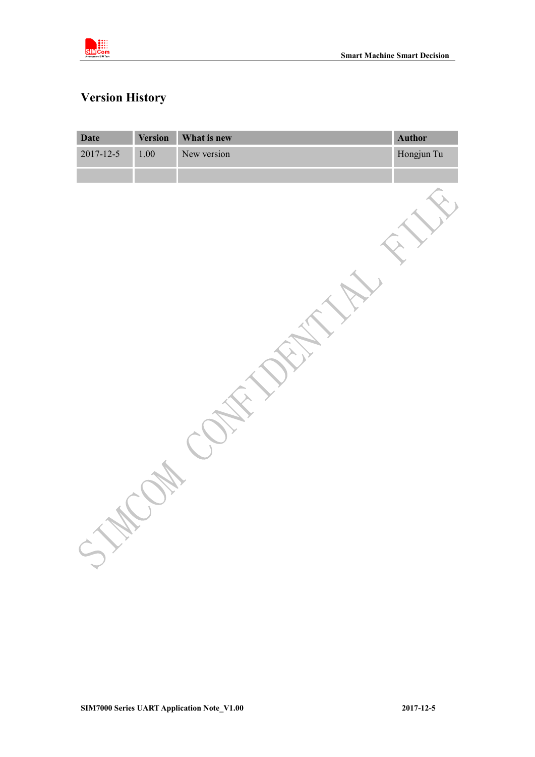# Version History

| Date | Version | What is new | Author |
|---|---|---|---|
| 2017-12-5 | 1.00 | New version | Hongjun Tu |
| | | | |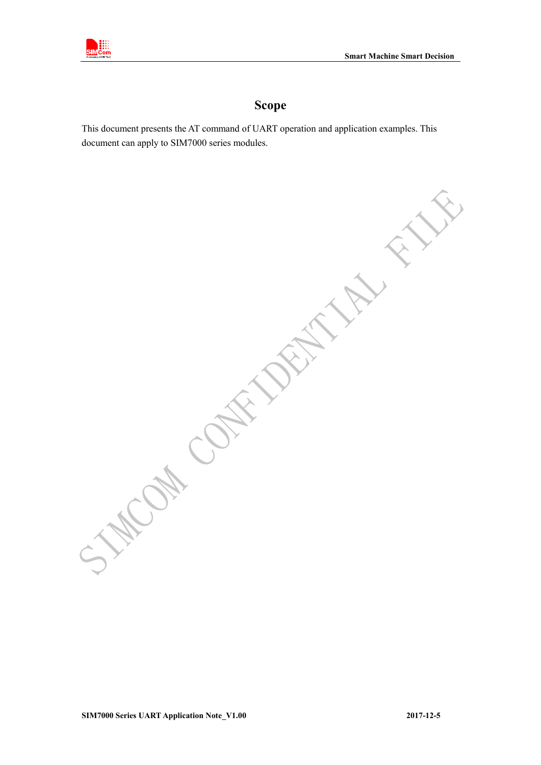# Scope

This document presents the AT command of UART operation and application examples. This document can apply to SIM7000 series modules.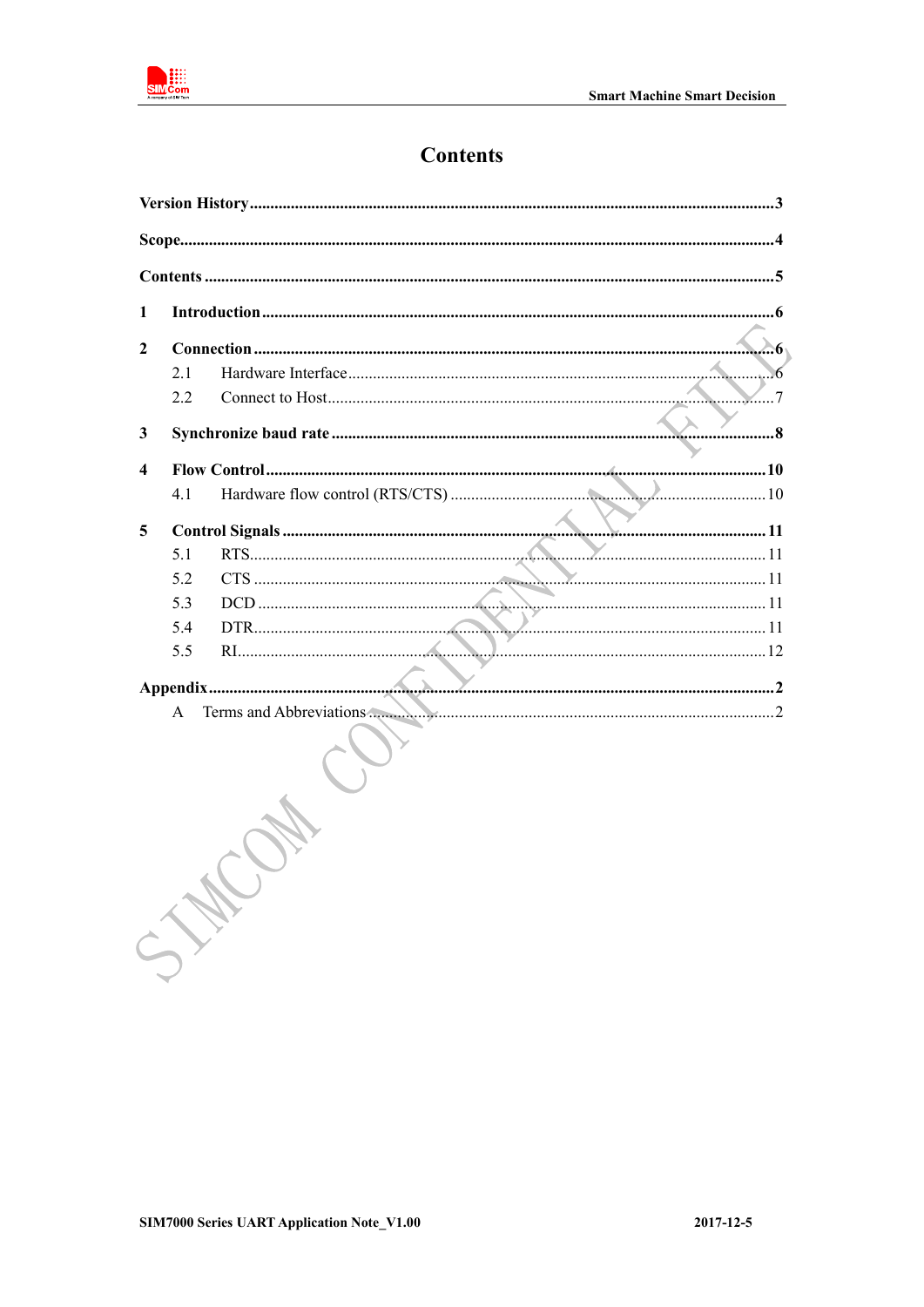# Contents

**Version History** ........................................................................................................... **3**

**Scope** ........................................................................................................................... **4**

**Contents** ....................................................................................................................... **5**

**1 Introduction** ............................................................................................................... **6**

**2 Connection** ................................................................................................................. **6**

2.1 Hardware Interface ..................................................................................................... 6

2.2 Connect to Host .......................................................................................................... 7

**3 Synchronize baud rate** ................................................................................................ **8**

**4 Flow Control** ............................................................................................................. **10**

4.1 Hardware flow control (RTS/CTS) ........................................................................... 10

**5 Control Signals** ......................................................................................................... **11**

5.1 RTS ........................................................................................................................... 11

5.2 CTS ........................................................................................................................... 11

5.3 DCD .......................................................................................................................... 11

5.4 DTR ........................................................................................................................... 11

5.5 RI .............................................................................................................................. 12

**Appendix** ...................................................................................................................... **2**

A Terms and Abbreviations .............................................................................................. 2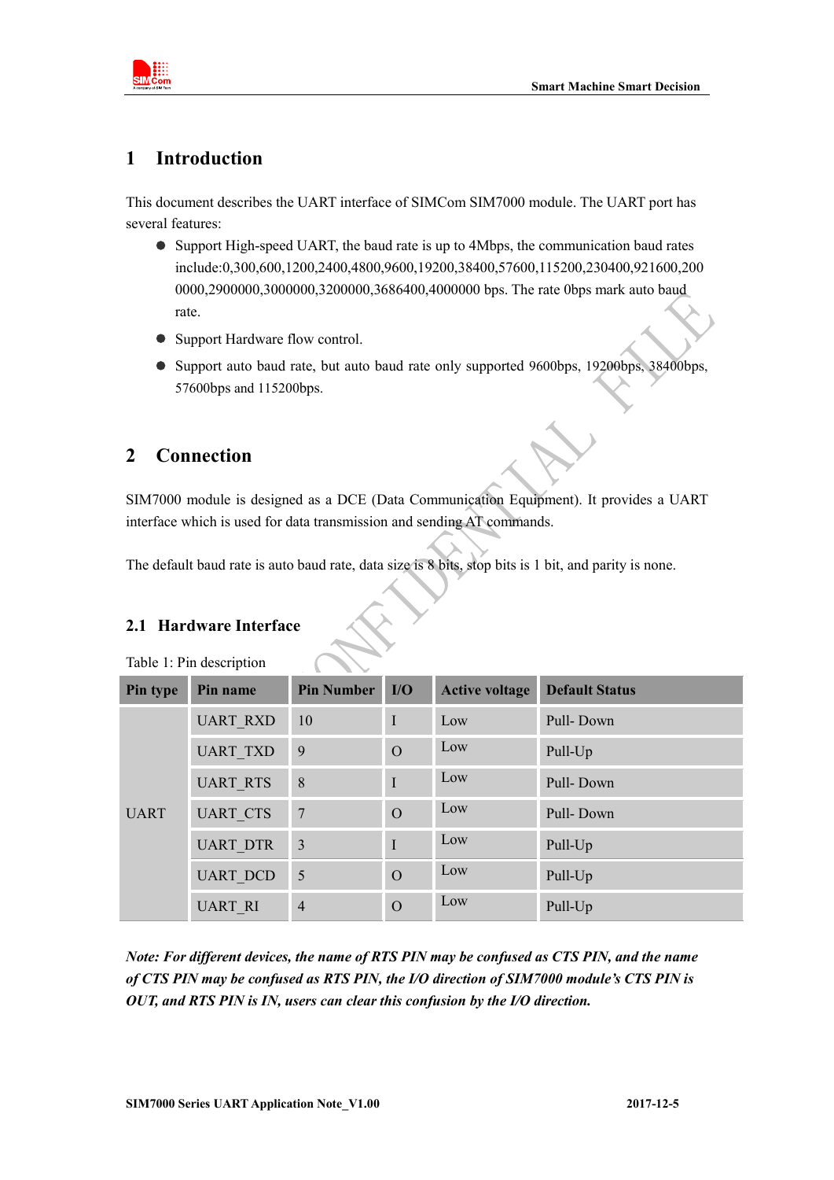# 1 Introduction

This document describes the UART interface of SIMCom SIM7000 module. The UART port has several features:

- Support High-speed UART, the baud rate is up to 4Mbps, the communication baud rates include:0,300,600,1200,2400,4800,9600,19200,38400,57600,115200,230400,921600,2000000,2900000,3000000,3200000,3686400,4000000 bps. The rate 0bps mark auto baud rate.
- Support Hardware flow control.
- Support auto baud rate, but auto baud rate only supported 9600bps, 19200bps, 38400bps, 57600bps and 115200bps.

# 2 Connection

SIM7000 module is designed as a DCE (Data Communication Equipment). It provides a UART interface which is used for data transmission and sending AT commands.

The default baud rate is auto baud rate, data size is 8 bits, stop bits is 1 bit, and parity is none.

## 2.1 Hardware Interface

Table 1: Pin description

| Pin type | Pin name | Pin Number | I/O | Active voltage | Default Status |
|---|---|---|---|---|---|
| UART | UART_RXD | 10 | I | Low | Pull- Down |
| | UART_TXD | 9 | O | Low | Pull-Up |
| | UART_RTS | 8 | I | Low | Pull- Down |
| | UART_CTS | 7 | O | Low | Pull- Down |
| | UART_DTR | 3 | I | Low | Pull-Up |
| | UART_DCD | 5 | O | Low | Pull-Up |
| | UART_RI | 4 | O | Low | Pull-Up |

***Note: For different devices, the name of RTS PIN may be confused as CTS PIN, and the name of CTS PIN may be confused as RTS PIN, the I/O direction of SIM7000 module's CTS PIN is OUT, and RTS PIN is IN, users can clear this confusion by the I/O direction.***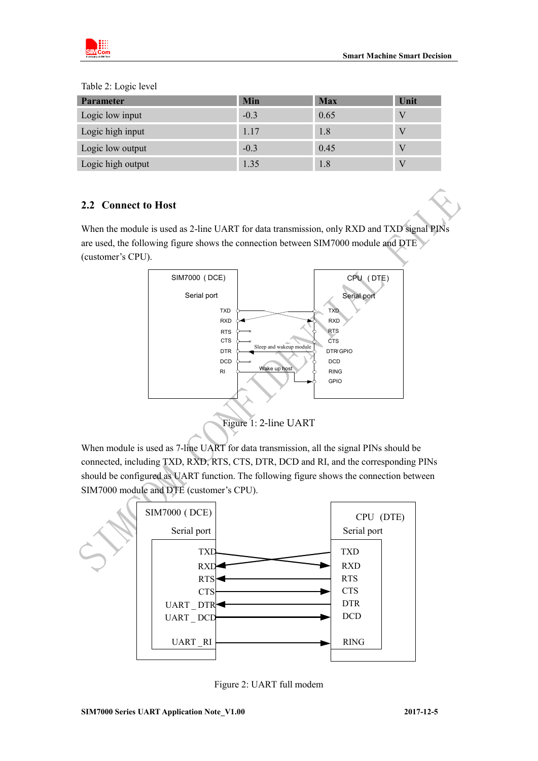Table 2: Logic level

| Parameter | Min | Max | Unit |
|---|---|---|---|
| Logic low input | -0.3 | 0.65 | V |
| Logic high input | 1.17 | 1.8 | V |
| Logic low output | -0.3 | 0.45 | V |
| Logic high output | 1.35 | 1.8 | V |

## 2.2 Connect to Host

When the module is used as 2-line UART for data transmission, only RXD and TXD signal PINs are used, the following figure shows the connection between SIM7000 module and DTE (customer's CPU).

Figure 1: 2-line UART

When module is used as 7-line UART for data transmission, all the signal PINs should be connected, including TXD, RXD, RTS, CTS, DTR, DCD and RI, and the corresponding PINs should be configured as UART function. The following figure shows the connection between SIM7000 module and DTE (customer's CPU).

Figure 2: UART full modem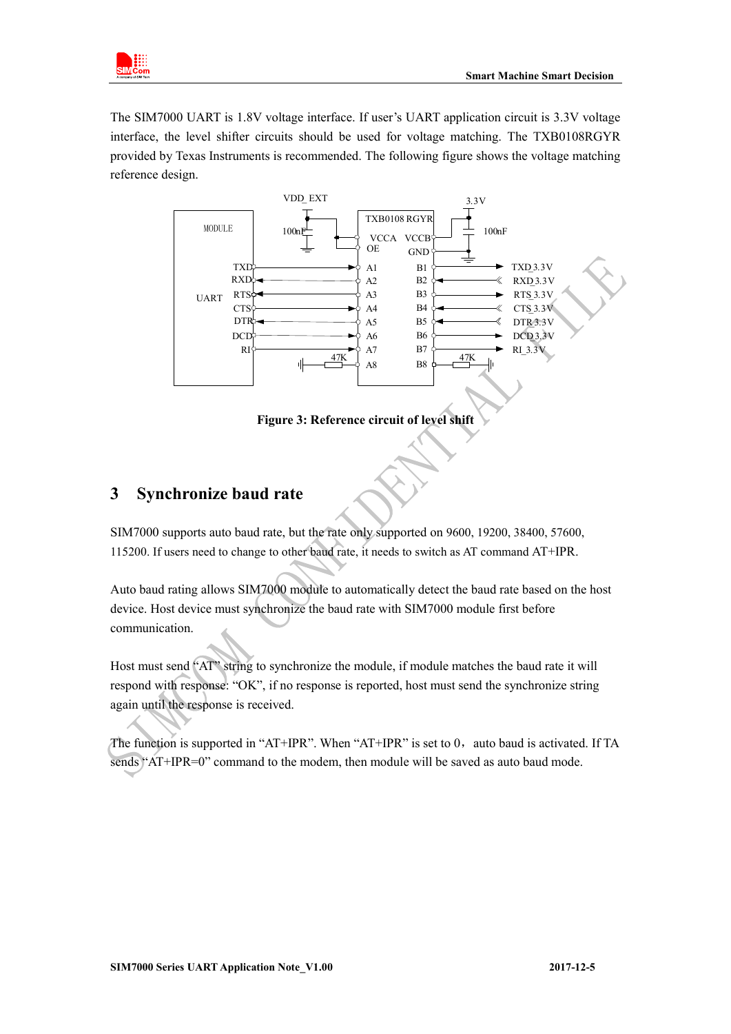The SIM7000 UART is 1.8V voltage interface. If user's UART application circuit is 3.3V voltage interface, the level shifter circuits should be used for voltage matching. The TXB0108RGYR provided by Texas Instruments is recommended. The following figure shows the voltage matching reference design.

**Figure 3: Reference circuit of level shift**

## 3 Synchronize baud rate

SIM7000 supports auto baud rate, but the rate only supported on 9600, 19200, 38400, 57600, 115200. If users need to change to other baud rate, it needs to switch as AT command AT+IPR.

Auto baud rating allows SIM7000 module to automatically detect the baud rate based on the host device. Host device must synchronize the baud rate with SIM7000 module first before communication.

Host must send "AT" string to synchronize the module, if module matches the baud rate it will respond with response: "OK", if no response is reported, host must send the synchronize string again until the response is received.

The function is supported in "AT+IPR". When "AT+IPR" is set to 0， auto baud is activated. If TA sends "AT+IPR=0" command to the modem, then module will be saved as auto baud mode.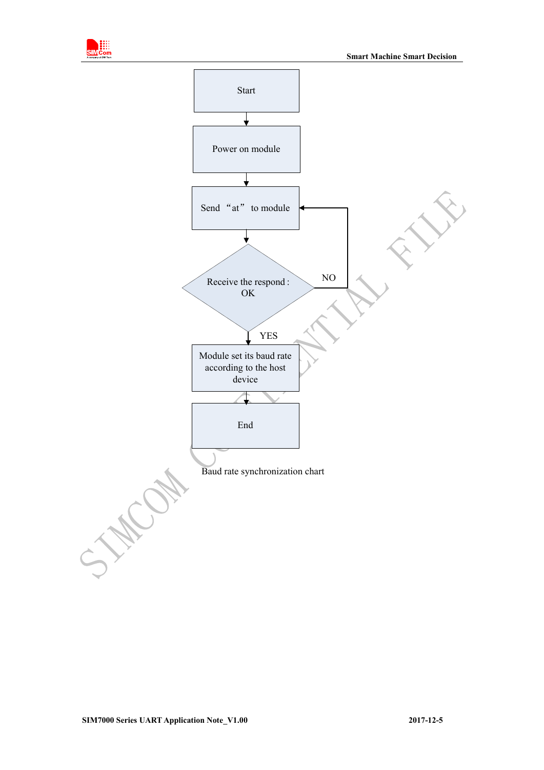Start

Power on module

Send “at” to module

Receive the respond : OK

NO

YES

Module set its baud rate according to the host device

End

Baud rate synchronization chart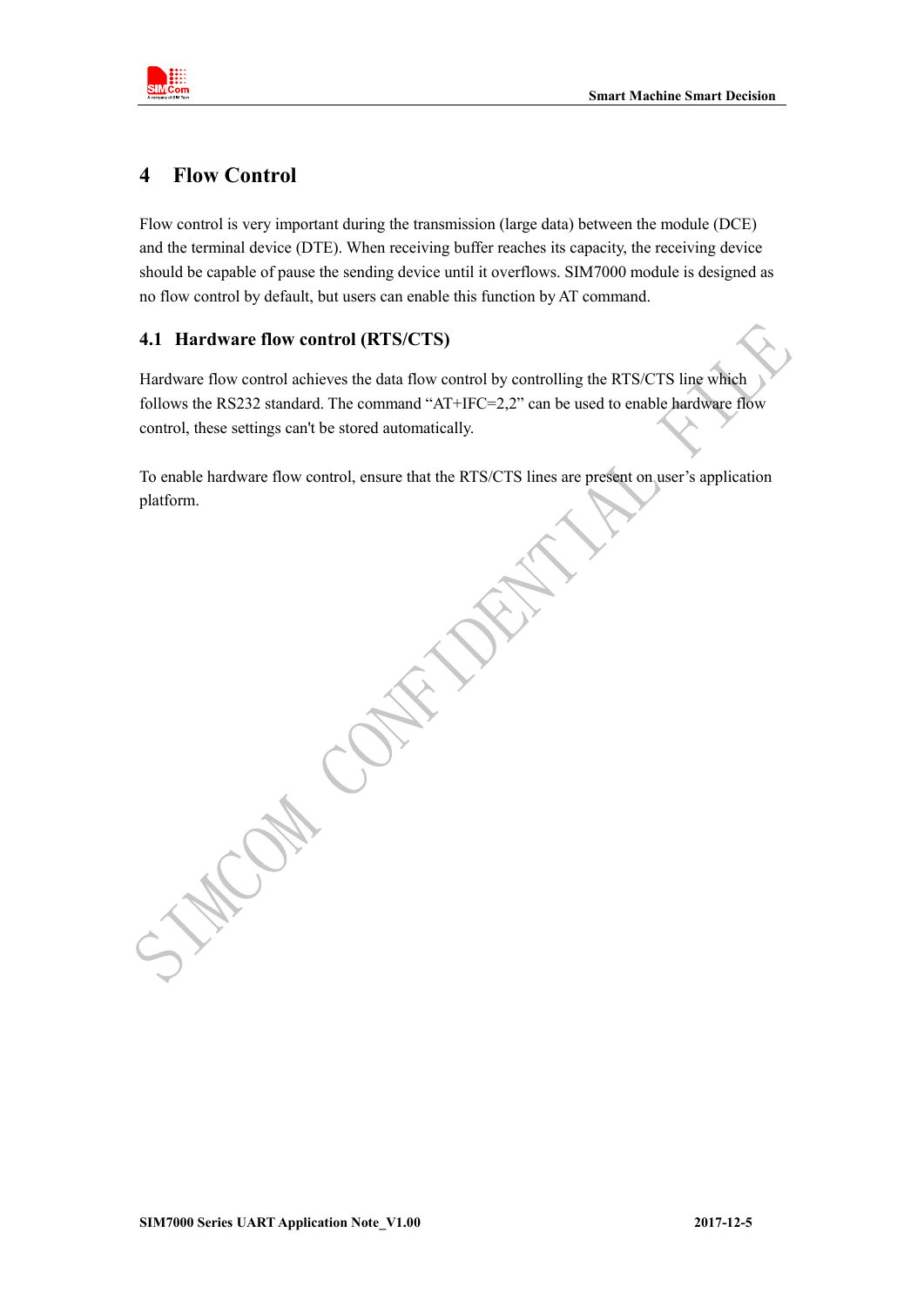# 4 Flow Control

Flow control is very important during the transmission (large data) between the module (DCE) and the terminal device (DTE). When receiving buffer reaches its capacity, the receiving device should be capable of pause the sending device until it overflows. SIM7000 module is designed as no flow control by default, but users can enable this function by AT command.

## 4.1 Hardware flow control (RTS/CTS)

Hardware flow control achieves the data flow control by controlling the RTS/CTS line which follows the RS232 standard. The command "AT+IFC=2,2" can be used to enable hardware flow control, these settings can't be stored automatically.

To enable hardware flow control, ensure that the RTS/CTS lines are present on user's application platform.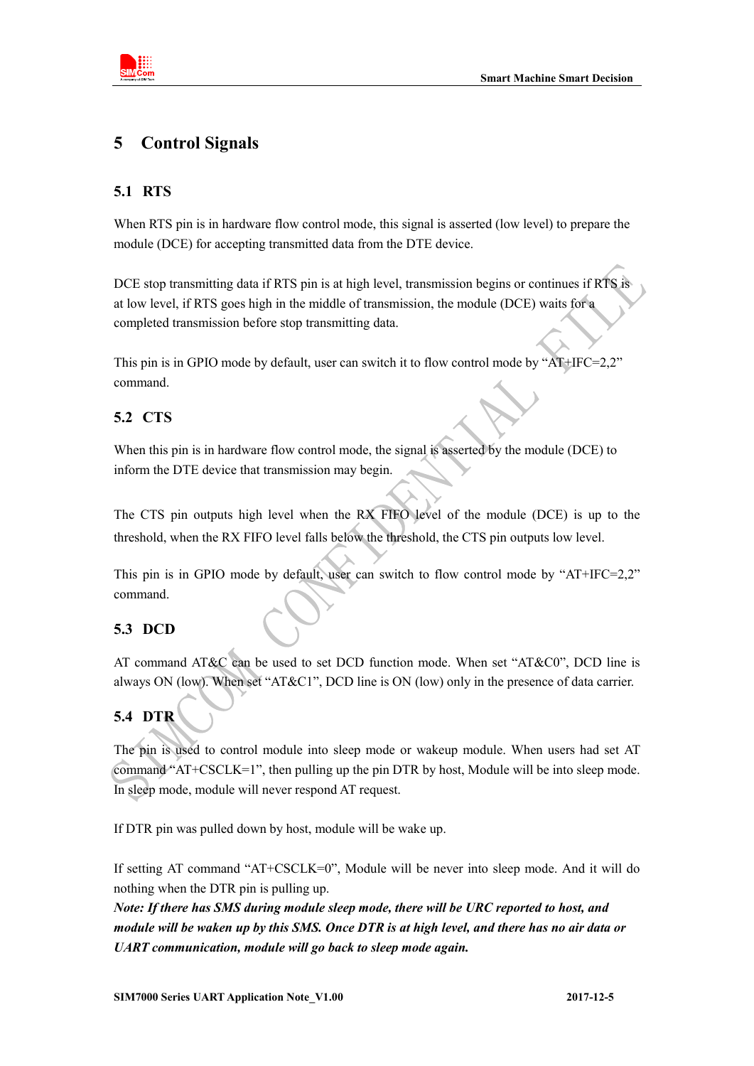# 5 Control Signals

## 5.1 RTS

When RTS pin is in hardware flow control mode, this signal is asserted (low level) to prepare the module (DCE) for accepting transmitted data from the DTE device.

DCE stop transmitting data if RTS pin is at high level, transmission begins or continues if RTS is at low level, if RTS goes high in the middle of transmission, the module (DCE) waits for a completed transmission before stop transmitting data.

This pin is in GPIO mode by default, user can switch it to flow control mode by “AT+IFC=2,2” command.

## 5.2 CTS

When this pin is in hardware flow control mode, the signal is asserted by the module (DCE) to inform the DTE device that transmission may begin.

The CTS pin outputs high level when the RX FIFO level of the module (DCE) is up to the threshold, when the RX FIFO level falls below the threshold, the CTS pin outputs low level.

This pin is in GPIO mode by default, user can switch to flow control mode by “AT+IFC=2,2” command.

## 5.3 DCD

AT command AT&C can be used to set DCD function mode. When set “AT&C0”, DCD line is always ON (low). When set “AT&C1”, DCD line is ON (low) only in the presence of data carrier.

## 5.4 DTR

The pin is used to control module into sleep mode or wakeup module. When users had set AT command “AT+CSCLK=1”, then pulling up the pin DTR by host, Module will be into sleep mode. In sleep mode, module will never respond AT request.

If DTR pin was pulled down by host, module will be wake up.

If setting AT command “AT+CSCLK=0”, Module will be never into sleep mode. And it will do nothing when the DTR pin is pulling up.

***Note: If there has SMS during module sleep mode, there will be URC reported to host, and module will be waken up by this SMS. Once DTR is at high level, and there has no air data or UART communication, module will go back to sleep mode again.***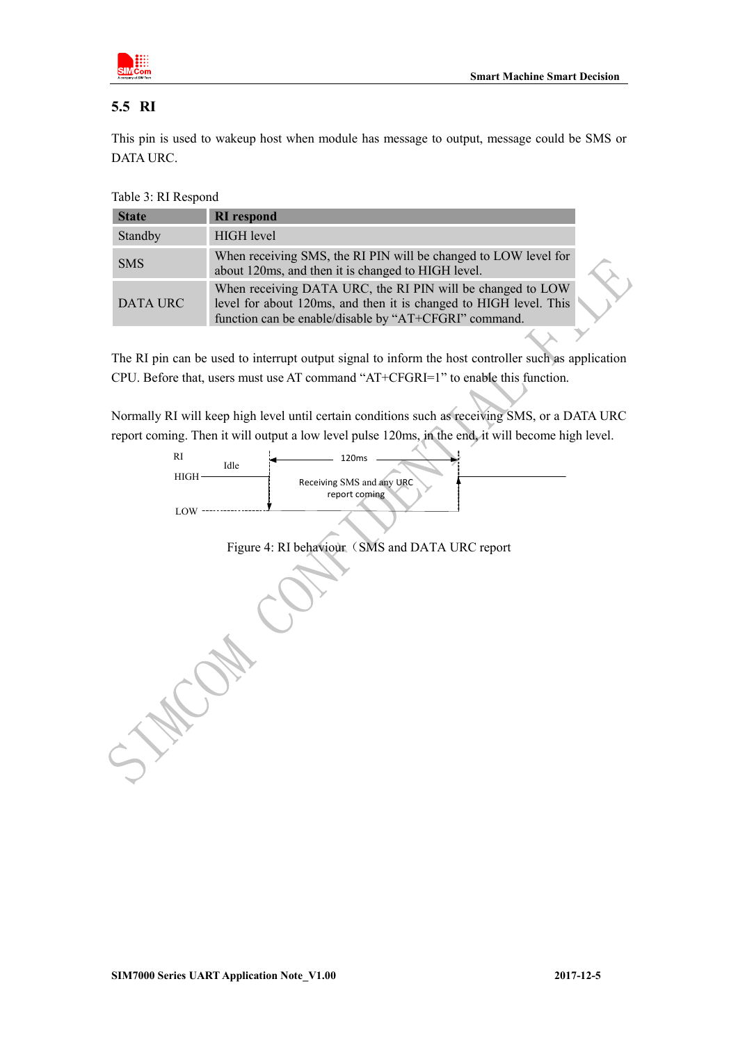## 5.5 RI

This pin is used to wakeup host when module has message to output, message could be SMS or DATA URC.

Table 3: RI Respond

| State | RI respond |
|---|---|
| Standby | HIGH level |
| SMS | When receiving SMS, the RI PIN will be changed to LOW level for about 120ms, and then it is changed to HIGH level. |
| DATA URC | When receiving DATA URC, the RI PIN will be changed to LOW level for about 120ms, and then it is changed to HIGH level. This function can be enable/disable by “AT+CFGRI” command. |

The RI pin can be used to interrupt output signal to inform the host controller such as application CPU. Before that, users must use AT command “AT+CFGRI=1” to enable this function.

Normally RI will keep high level until certain conditions such as receiving SMS, or a DATA URC report coming. Then it will output a low level pulse 120ms, in the end, it will become high level.

RI HIGH LOW Idle 120ms Receiving SMS and any URC report coming

Figure 4: RI behaviour（SMS and DATA URC report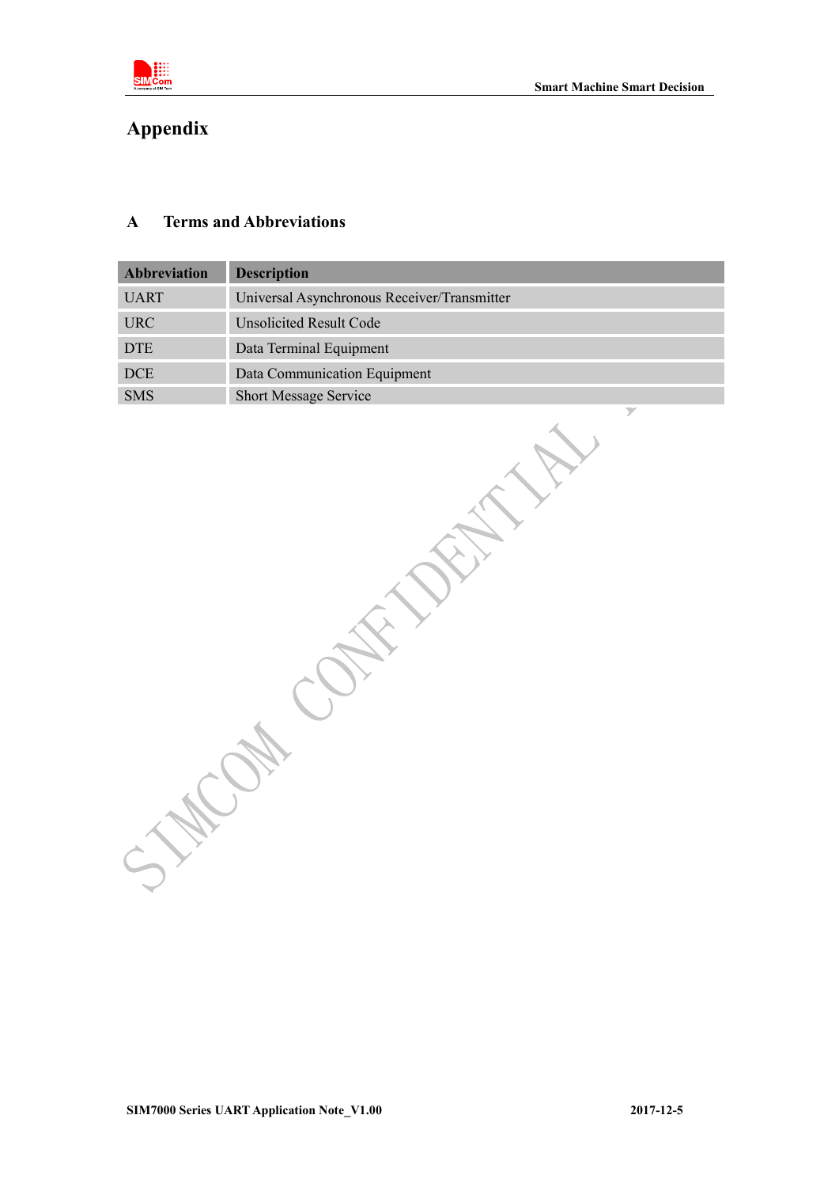# Appendix

## A Terms and Abbreviations

| Abbreviation | Description |
|---|---|
| UART | Universal Asynchronous Receiver/Transmitter |
| URC | Unsolicited Result Code |
| DTE | Data Terminal Equipment |
| DCE | Data Communication Equipment |
| SMS | Short Message Service |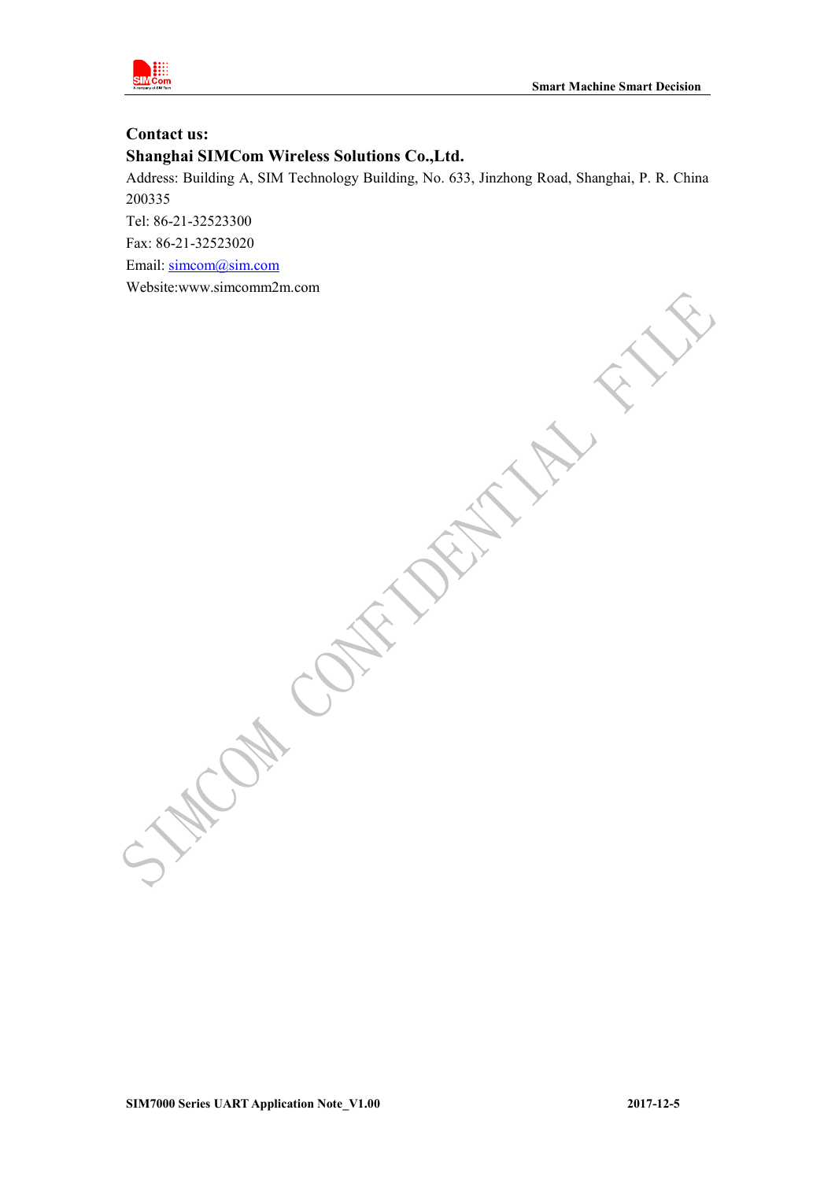**Contact us:**

**Shanghai SIMCom Wireless Solutions Co.,Ltd.**

Address: Building A, SIM Technology Building, No. 633, Jinzhong Road, Shanghai, P. R. China 200335

Tel: 86-21-32523300

Fax: 86-21-32523020

Email: simcom@sim.com

Website:www.simcomm2m.com